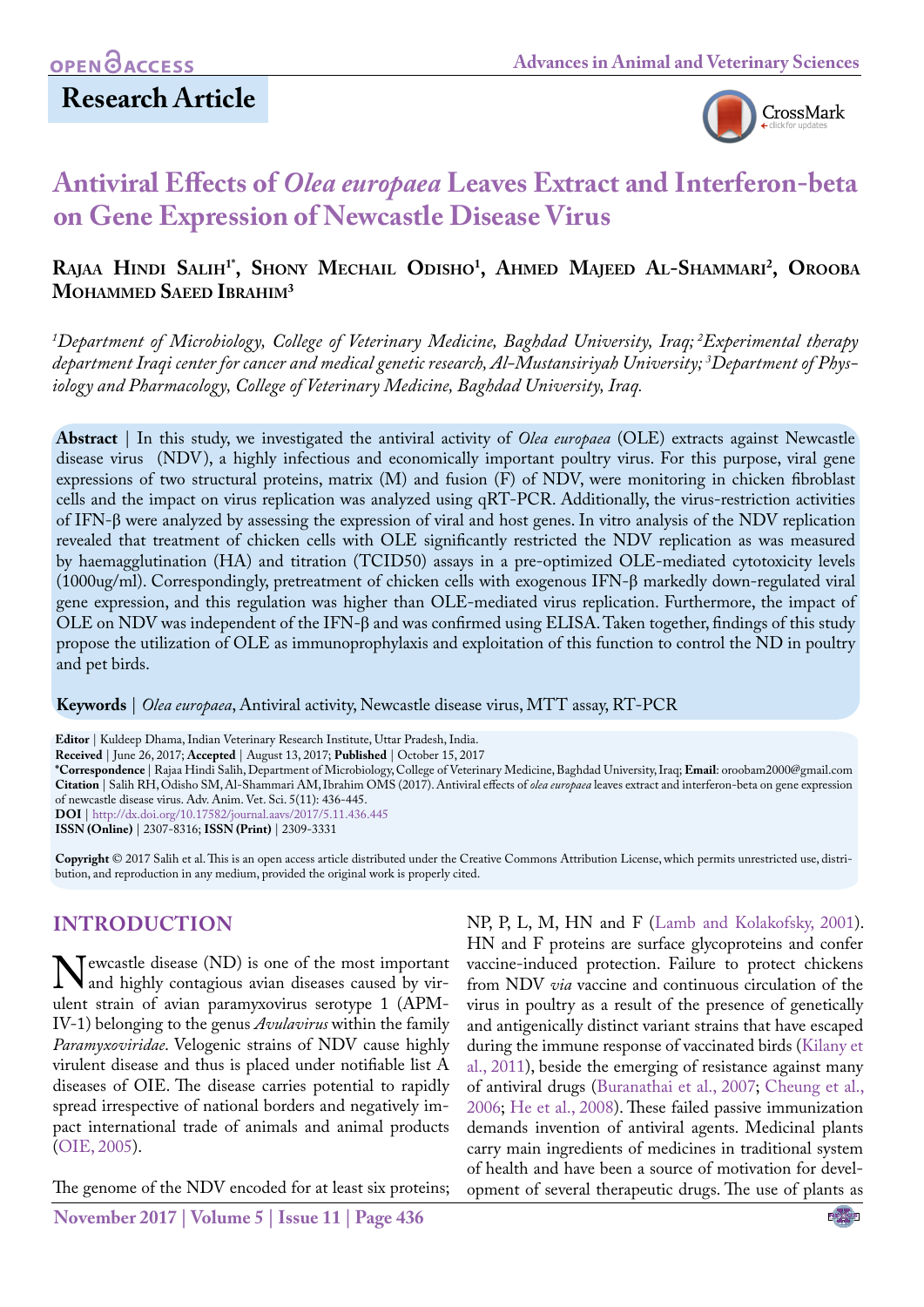# Research Article

# Antiviral Effects of *Olea europaea* Leaves Extract and Interferon-beta on Gene Expression of Newcastle Disease Virus

**Rajaa Hindi Salih[1*], Shony Mechail Odisho[1], Ahmed Majeed Al-Shammari[2], Orooba Mohammed Saeed Ibrahim[3]**

*[1]Department of Microbiology, College of Veterinary Medicine, Baghdad University, Iraq; [2]Experimental therapy department Iraqi center for cancer and medical genetic research, Al-Mustansiriyah University; [3]Department of Physiology and Pharmacology, College of Veterinary Medicine, Baghdad University, Iraq.*

**Abstract** | In this study, we investigated the antiviral activity of *Olea europaea* (OLE) extracts against Newcastle disease virus (NDV), a highly infectious and economically important poultry virus. For this purpose, viral gene expressions of two structural proteins, matrix (M) and fusion (F) of NDV, were monitoring in chicken fibroblast cells and the impact on virus replication was analyzed using qRT-PCR. Additionally, the virus-restriction activities of IFN-β were analyzed by assessing the expression of viral and host genes. In vitro analysis of the NDV replication revealed that treatment of chicken cells with OLE significantly restricted the NDV replication as was measured by haemagglutination (HA) and titration (TCID50) assays in a pre-optimized OLE-mediated cytotoxicity levels (1000ug/ml). Correspondingly, pretreatment of chicken cells with exogenous IFN-β markedly down-regulated viral gene expression, and this regulation was higher than OLE-mediated virus replication. Furthermore, the impact of OLE on NDV was independent of the IFN-β and was confirmed using ELISA. Taken together, findings of this study propose the utilization of OLE as immunoprophylaxis and exploitation of this function to control the ND in poultry and pet birds.

**Keywords** | *Olea europaea*, Antiviral activity, Newcastle disease virus, MTT assay, RT-PCR

**Editor** | Kuldeep Dhama, Indian Veterinary Research Institute, Uttar Pradesh, India.
**Received** | June 26, 2017; **Accepted** | August 13, 2017; **Published** | October 15, 2017
**\*Correspondence** | Rajaa Hindi Salih, Department of Microbiology, College of Veterinary Medicine, Baghdad University, Iraq; **Email**: oroobam2000@gmail.com
**Citation** | Salih RH, Odisho SM, Al-Shammari AM, Ibrahim OMS (2017). Antiviral effects of *olea europaea* leaves extract and interferon-beta on gene expression of newcastle disease virus. Adv. Anim. Vet. Sci. 5(11): 436-445.
**DOI** | http://dx.doi.org/10.17582/journal.aavs/2017/5.11.436.445
**ISSN (Online)** | 2307-8316; **ISSN (Print)** | 2309-3331

**Copyright** © 2017 Salih et al. This is an open access article distributed under the Creative Commons Attribution License, which permits unrestricted use, distribution, and reproduction in any medium, provided the original work is properly cited.

## INTRODUCTION

Newcastle disease (ND) is one of the most important and highly contagious avian diseases caused by virulent strain of avian paramyxovirus serotype 1 (APMIV-1) belonging to the genus *Avulavirus* within the family *Paramyxoviridae*. Velogenic strains of NDV cause highly virulent disease and thus is placed under notifiable list A diseases of OIE. The disease carries potential to rapidly spread irrespective of national borders and negatively impact international trade of animals and animal products (OIE, 2005).

The genome of the NDV encoded for at least six proteins; NP, P, L, M, HN and F (Lamb and Kolakofsky, 2001). HN and F proteins are surface glycoproteins and confer vaccine-induced protection. Failure to protect chickens from NDV *via* vaccine and continuous circulation of the virus in poultry as a result of the presence of genetically and antigenically distinct variant strains that have escaped during the immune response of vaccinated birds (Kilany et al., 2011), beside the emerging of resistance against many of antiviral drugs (Buranathai et al., 2007; Cheung et al., 2006; He et al., 2008). These failed passive immunization demands invention of antiviral agents. Medicinal plants carry main ingredients of medicines in traditional system of health and have been a source of motivation for development of several therapeutic drugs. The use of plants as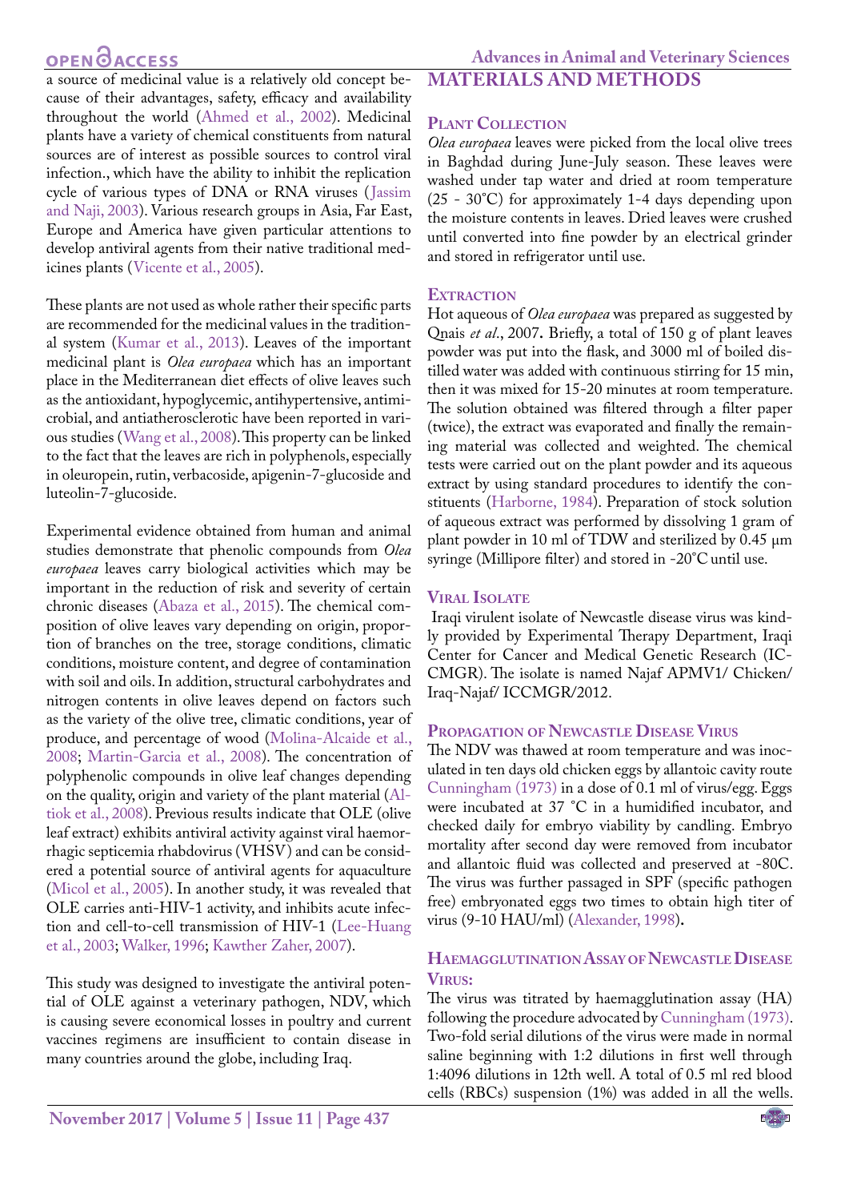a source of medicinal value is a relatively old concept because of their advantages, safety, efficacy and availability throughout the world (Ahmed et al., 2002). Medicinal plants have a variety of chemical constituents from natural sources are of interest as possible sources to control viral infection., which have the ability to inhibit the replication cycle of various types of DNA or RNA viruses (Jassim and Naji, 2003). Various research groups in Asia, Far East, Europe and America have given particular attentions to develop antiviral agents from their native traditional medicines plants (Vicente et al., 2005).

These plants are not used as whole rather their specific parts are recommended for the medicinal values in the traditional system (Kumar et al., 2013). Leaves of the important medicinal plant is *Olea europaea* which has an important place in the Mediterranean diet effects of olive leaves such as the antioxidant, hypoglycemic, antihypertensive, antimicrobial, and antiatherosclerotic have been reported in various studies (Wang et al., 2008). This property can be linked to the fact that the leaves are rich in polyphenols, especially in oleuropein, rutin, verbacoside, apigenin-7-glucoside and luteolin-7-glucoside.

Experimental evidence obtained from human and animal studies demonstrate that phenolic compounds from *Olea europaea* leaves carry biological activities which may be important in the reduction of risk and severity of certain chronic diseases (Abaza et al., 2015). The chemical composition of olive leaves vary depending on origin, proportion of branches on the tree, storage conditions, climatic conditions, moisture content, and degree of contamination with soil and oils. In addition, structural carbohydrates and nitrogen contents in olive leaves depend on factors such as the variety of the olive tree, climatic conditions, year of produce, and percentage of wood (Molina-Alcaide et al., 2008; Martin-Garcia et al., 2008). The concentration of polyphenolic compounds in olive leaf changes depending on the quality, origin and variety of the plant material (Altiok et al., 2008). Previous results indicate that OLE (olive leaf extract) exhibits antiviral activity against viral haemorrhagic septicemia rhabdovirus (VHSV) and can be considered a potential source of antiviral agents for aquaculture (Micol et al., 2005). In another study, it was revealed that OLE carries anti-HIV-1 activity, and inhibits acute infection and cell-to-cell transmission of HIV-1 (Lee-Huang et al., 2003; Walker, 1996; Kawther Zaher, 2007).

This study was designed to investigate the antiviral potential of OLE against a veterinary pathogen, NDV, which is causing severe economical losses in poultry and current vaccines regimens are insufficient to contain disease in many countries around the globe, including Iraq.

# MATERIALS AND METHODS

## Plant Collection

*Olea europaea* leaves were picked from the local olive trees in Baghdad during June-July season. These leaves were washed under tap water and dried at room temperature (25 - 30°C) for approximately 1-4 days depending upon the moisture contents in leaves. Dried leaves were crushed until converted into fine powder by an electrical grinder and stored in refrigerator until use.

## Extraction

Hot aqueous of *Olea europaea* was prepared as suggested by Qnais *et al*., 2007**.** Briefly, a total of 150 g of plant leaves powder was put into the flask, and 3000 ml of boiled distilled water was added with continuous stirring for 15 min, then it was mixed for 15-20 minutes at room temperature. The solution obtained was filtered through a filter paper (twice), the extract was evaporated and finally the remaining material was collected and weighted. The chemical tests were carried out on the plant powder and its aqueous extract by using standard procedures to identify the constituents (Harborne, 1984). Preparation of stock solution of aqueous extract was performed by dissolving 1 gram of plant powder in 10 ml of TDW and sterilized by 0.45 µm syringe (Millipore filter) and stored in -20°C until use.

## Viral Isolate

Iraqi virulent isolate of Newcastle disease virus was kindly provided by Experimental Therapy Department, Iraqi Center for Cancer and Medical Genetic Research (ICCMGR). The isolate is named Najaf APMV1/ Chicken/ Iraq-Najaf/ ICCMGR/2012.

## Propagation of Newcastle Disease Virus

The NDV was thawed at room temperature and was inoculated in ten days old chicken eggs by allantoic cavity route Cunningham (1973) in a dose of 0.1 ml of virus/egg. Eggs were incubated at 37 °C in a humidified incubator, and checked daily for embryo viability by candling. Embryo mortality after second day were removed from incubator and allantoic fluid was collected and preserved at -80C. The virus was further passaged in SPF (specific pathogen free) embryonated eggs two times to obtain high titer of virus (9-10 HAU/ml) (Alexander, 1998)**.**

## Haemagglutination Assay of Newcastle Disease Virus:

The virus was titrated by haemagglutination assay (HA) following the procedure advocated by Cunningham (1973). Two-fold serial dilutions of the virus were made in normal saline beginning with 1:2 dilutions in first well through 1:4096 dilutions in 12th well. A total of 0.5 ml red blood cells (RBCs) suspension (1%) was added in all the wells.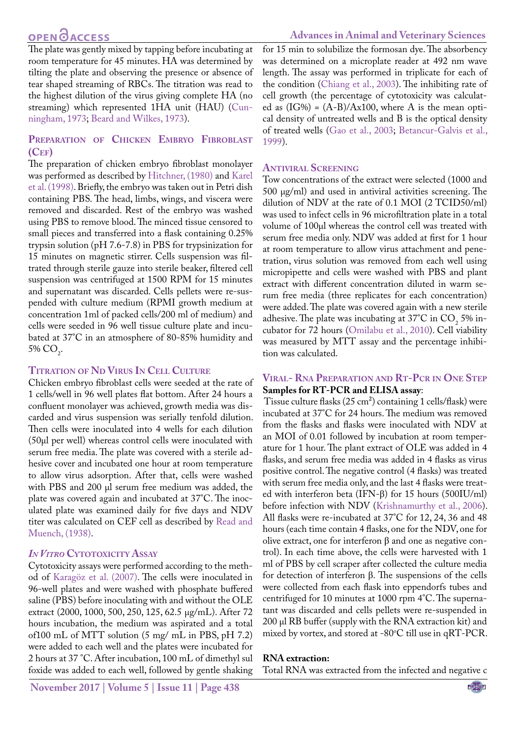The plate was gently mixed by tapping before incubating at room temperature for 45 minutes. HA was determined by tilting the plate and observing the presence or absence of tear shaped streaming of RBCs. The titration was read to the highest dilution of the virus giving complete HA (no streaming) which represented 1HA unit (HAU) (Cunningham, 1973; Beard and Wilkes, 1973).

## Preparation of Chicken Embryo Fibroblast (Cef)

The preparation of chicken embryo fibroblast monolayer was performed as described by Hitchner, (1980) and Karel et al. (1998). Briefly, the embryo was taken out in Petri dish containing PBS. The head, limbs, wings, and viscera were removed and discarded. Rest of the embryo was washed using PBS to remove blood. The minced tissue censored to small pieces and transferred into a flask containing 0.25% trypsin solution (pH 7.6-7.8) in PBS for trypsinization for 15 minutes on magnetic stirrer. Cells suspension was filtrated through sterile gauze into sterile beaker, filtered cell suspension was centrifuged at 1500 RPM for 15 minutes and supernatant was discarded. Cells pellets were re-suspended with culture medium (RPMI growth medium at concentration 1ml of packed cells/200 ml of medium) and cells were seeded in 96 well tissue culture plate and incubated at 37°C in an atmosphere of 80-85% humidity and 5% $CO_2$.

## Titration of Nd Virus In Cell Culture

Chicken embryo fibroblast cells were seeded at the rate of 1 cells/well in 96 well plates flat bottom. After 24 hours a confluent monolayer was achieved, growth media was discarded and virus suspension was serially tenfold dilution. Then cells were inoculated into 4 wells for each dilution (50µl per well) whereas control cells were inoculated with serum free media. The plate was covered with a sterile adhesive cover and incubated one hour at room temperature to allow virus adsorption. After that, cells were washed with PBS and 200 µl serum free medium was added, the plate was covered again and incubated at 37°C. The inoculated plate was examined daily for five days and NDV titer was calculated on CEF cell as described by Read and Muench, (1938).

## *In Vitro* Cytotoxicity Assay

Cytotoxicity assays were performed according to the method of Karagöz et al. (2007). The cells were inoculated in 96-well plates and were washed with phosphate buffered saline (PBS) before inoculating with and without the OLE extract (2000, 1000, 500, 250, 125, 62.5 µg/mL). After 72 hours incubation, the medium was aspirated and a total of100 mL of MTT solution (5 mg/ mL in PBS, pH 7.2) were added to each well and the plates were incubated for 2 hours at 37 °C. After incubation, 100 mL of dimethyl sul foxide was added to each well, followed by gentle shaking for 15 min to solubilize the formosan dye. The absorbency was determined on a microplate reader at 492 nm wave length. The assay was performed in triplicate for each of the condition (Chiang et al., 2003). The inhibiting rate of cell growth (the percentage of cytotoxicity was calculated as (IG%) = (A-B)/Ax100, where A is the mean optical density of untreated wells and B is the optical density of treated wells (Gao et al., 2003; Betancur-Galvis et al., 1999).

## Antiviral Screening

Tow concentrations of the extract were selected (1000 and 500 µg/ml) and used in antiviral activities screening. The dilution of NDV at the rate of 0.1 MOI (2 TCID50/ml) was used to infect cells in 96 microfiltration plate in a total volume of 100µl whereas the control cell was treated with serum free media only. NDV was added at first for 1 hour at room temperature to allow virus attachment and penetration, virus solution was removed from each well using micropipette and cells were washed with PBS and plant extract with different concentration diluted in warm serum free media (three replicates for each concentration) were added. The plate was covered again with a new sterile adhesive. The plate was incubating at 37°C in $CO_2$ 5% incubator for 72 hours (Omilabu et al., 2010). Cell viability was measured by MTT assay and the percentage inhibition was calculated.

## Viral- Rna Preparation and Rt-Pcr in One Step

**Samples for RT-PCR and ELISA assay**:

Tissue culture flasks (25 cm²) containing 1 cells/flask) were incubated at 37°C for 24 hours. The medium was removed from the flasks and flasks were inoculated with NDV at an MOI of 0.01 followed by incubation at room temperature for 1 hour. The plant extract of OLE was added in 4 flasks, and serum free media was added in 4 flasks as virus positive control. The negative control (4 flasks) was treated with serum free media only, and the last 4 flasks were treated with interferon beta (IFN-β) for 15 hours (500IU/ml) before infection with NDV (Krishnamurthy et al., 2006). All flasks were re-incubated at 37°C for 12, 24, 36 and 48 hours (each time contain 4 flasks, one for the NDV, one for olive extract, one for interferon β and one as negative control). In each time above, the cells were harvested with 1 ml of PBS by cell scraper after collected the culture media for detection of interferon β. The suspensions of the cells were collected from each flask into eppendorfs tubes and centrifuged for 10 minutes at 1000 rpm 4°C. The supernatant was discarded and cells pellets were re-suspended in 200 µl RB buffer (supply with the RNA extraction kit) and mixed by vortex, and stored at -80°C till use in qRT-PCR.

**RNA extraction:**

Total RNA was extracted from the infected and negative c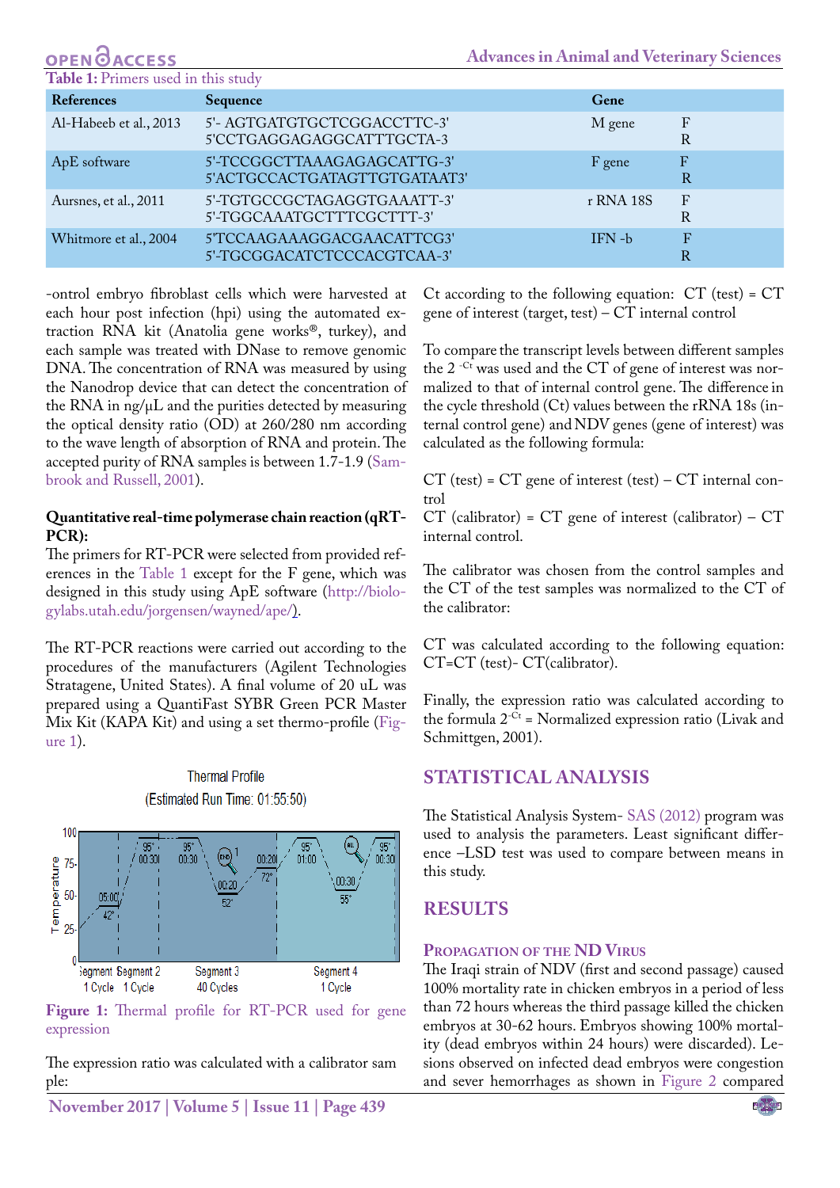**Table 1:** Primers used in this study

| References | Sequence | Gene | |
|---|---|---|---|
| Al-Habeeb et al., 2013 | 5'- AGTGATGTGCTCGGACCTTC-3'<br>5'CCTGAGGAGAGGCATTTGCTA-3 | M gene | F<br>R |
| ApE software | 5'-TCCGGCTTAAAGAGAGCATTG-3'<br>5'ACTGCCACTGATAGTTGTGATAAT3' | F gene | F<br>R |
| Aursnes, et al., 2011 | 5'-TGTGCCGCTAGAGGTGAAATT-3'<br>5'-TGGCAAATGCTTTCGCTTT-3' | r RNA 18S | F<br>R |
| Whitmore et al., 2004 | 5'TCCAAGAAAGGACGAACATTCG3'<br>5'-TGCGGACATCTCCCACGTCAA-3' | IFN -b | F<br>R |

-ontrol embryo fibroblast cells which were harvested at each hour post infection (hpi) using the automated extraction RNA kit (Anatolia gene works®, turkey), and each sample was treated with DNase to remove genomic DNA. The concentration of RNA was measured by using the Nanodrop device that can detect the concentration of the RNA in ng/μL and the purities detected by measuring the optical density ratio (OD) at 260/280 nm according to the wave length of absorption of RNA and protein. The accepted purity of RNA samples is between 1.7-1.9 (Sambrook and Russell, 2001).

**Quantitative real-time polymerase chain reaction (qRT-PCR):**

The primers for RT-PCR were selected from provided references in the Table 1 except for the F gene, which was designed in this study using ApE software (http://biologylabs.utah.edu/jorgensen/wayned/ape/).

The RT-PCR reactions were carried out according to the procedures of the manufacturers (Agilent Technologies Stratagene, United States). A final volume of 20 uL was prepared using a QuantiFast SYBR Green PCR Master Mix Kit (KAPA Kit) and using a set thermo-profile (Figure 1).

Thermal Profile (Estimated Run Time: 01:55:50)

**Figure 1:** Thermal profile for RT-PCR used for gene expression

The expression ratio was calculated with a calibrator sample:

Ct according to the following equation: CT (test) = CT gene of interest (target, test) – CT internal control

To compare the transcript levels between different samples the $2^{-Ct}$ was used and the CT of gene of interest was normalized to that of internal control gene. The difference in the cycle threshold (Ct) values between the rRNA 18s (internal control gene) and NDV genes (gene of interest) was calculated as the following formula:

CT (test) = CT gene of interest (test) – CT internal control

CT (calibrator) = CT gene of interest (calibrator) – CT internal control.

The calibrator was chosen from the control samples and the CT of the test samples was normalized to the CT of the calibrator:

CT was calculated according to the following equation: CT=CT (test)- CT(calibrator).

Finally, the expression ratio was calculated according to the formula $2^{-Ct}$ = Normalized expression ratio (Livak and Schmittgen, 2001).

## STATISTICAL ANALYSIS

The Statistical Analysis System- SAS (2012) program was used to analysis the parameters. Least significant difference –LSD test was used to compare between means in this study.

## RESULTS

### Propagation of the ND Virus

The Iraqi strain of NDV (first and second passage) caused 100% mortality rate in chicken embryos in a period of less than 72 hours whereas the third passage killed the chicken embryos at 30-62 hours. Embryos showing 100% mortality (dead embryos within 24 hours) were discarded). Lesions observed on infected dead embryos were congestion and sever hemorrhages as shown in Figure 2 compared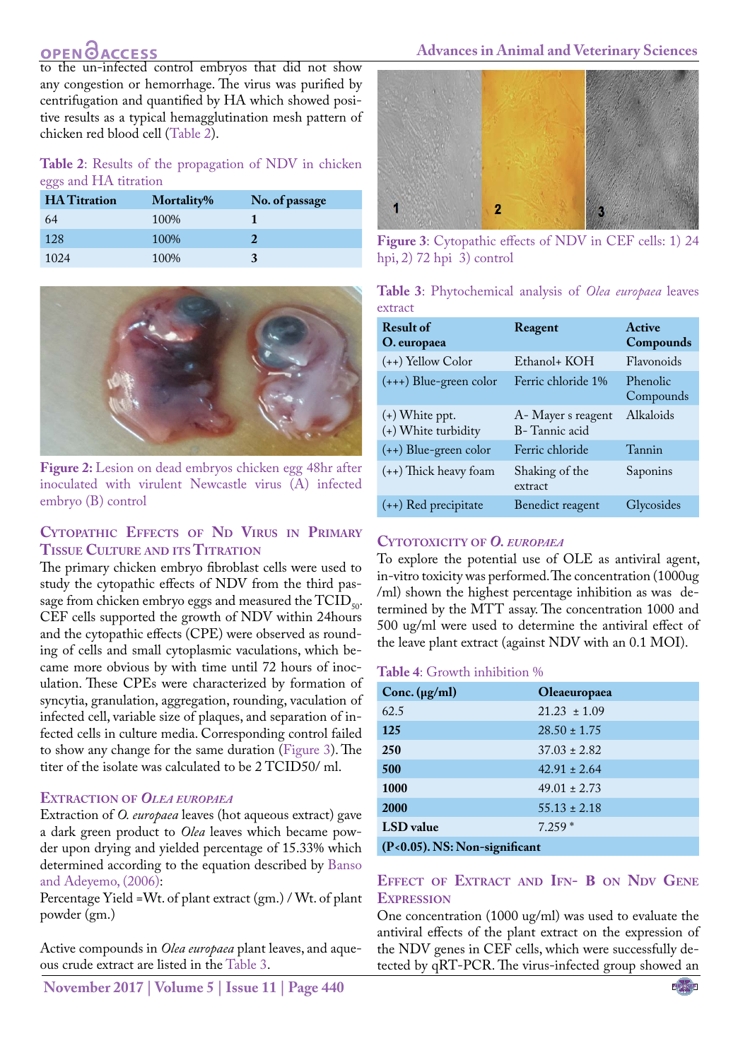to the un-infected control embryos that did not show any congestion or hemorrhage. The virus was purified by centrifugation and quantified by HA which showed positive results as a typical hemagglutination mesh pattern of chicken red blood cell (Table 2).

**Table 2**: Results of the propagation of NDV in chicken eggs and HA titration

| HA Titration | Mortality% | No. of passage |
|---|---|---|
| 64 | 100% | **1** |
| 128 | 100% | **2** |
| 1024 | 100% | **3** |

**Figure 2:** Lesion on dead embryos chicken egg 48hr after inoculated with virulent Newcastle virus (A) infected embryo (B) control

## Cytopathic Effects of Nd Virus in Primary Tissue Culture and its Titration

The primary chicken embryo fibroblast cells were used to study the cytopathic effects of NDV from the third passage from chicken embryo eggs and measured the $TCID_{50}$. CEF cells supported the growth of NDV within 24hours and the cytopathic effects (CPE) were observed as rounding of cells and small cytoplasmic vaculations, which became more obvious by with time until 72 hours of inoculation. These CPEs were characterized by formation of syncytia, granulation, aggregation, rounding, vaculation of infected cell, variable size of plaques, and separation of infected cells in culture media. Corresponding control failed to show any change for the same duration (Figure 3). The titer of the isolate was calculated to be 2 TCID50/ ml.

## Extraction of *Olea europaea*

Extraction of *O. europaea* leaves (hot aqueous extract) gave a dark green product to *Olea* leaves which became powder upon drying and yielded percentage of 15.33% which determined according to the equation described by Banso and Adeyemo, (2006):

Percentage Yield =Wt. of plant extract (gm.) / Wt. of plant powder (gm.)

Active compounds in *Olea europaea* plant leaves, and aqueous crude extract are listed in the Table 3.

**Figure 3**: Cytopathic effects of NDV in CEF cells: 1) 24 hpi, 2) 72 hpi 3) control

**Table 3**: Phytochemical analysis of *Olea europaea* leaves extract

| Result of O. europaea | Reagent | Active Compounds |
|---|---|---|
| (++) Yellow Color | Ethanol+ KOH | Flavonoids |
| (+++) Blue-green color | Ferric chloride 1% | Phenolic Compounds |
| (+) White ppt.<br>(+) White turbidity | A- Mayer s reagent<br>B- Tannic acid | Alkaloids |
| (++) Blue-green color | Ferric chloride | Tannin |
| (++) Thick heavy foam | Shaking of the extract | Saponins |
| (++) Red precipitate | Benedict reagent | Glycosides |

## Cytotoxicity of *O. europaea*

To explore the potential use of OLE as antiviral agent, in-vitro toxicity was performed. The concentration (1000ug /ml) shown the highest percentage inhibition as was determined by the MTT assay. The concentration 1000 and 500 ug/ml were used to determine the antiviral effect of the leave plant extract (against NDV with an 0.1 MOI).

**Table 4**: Growth inhibition %

| Conc. (μg/ml) | Oleaeuropaea |
|---|---|
| 62.5 | 21.23 ± 1.09 |
| **125** | 28.50 ± 1.75 |
| **250** | 37.03 ± 2.82 |
| **500** | 42.91 ± 2.64 |
| **1000** | 49.01 ± 2.73 |
| **2000** | 55.13 ± 2.18 |
| **LSD value** | 7.259 * |
| **(P<0.05). NS: Non-significant** | |

## Effect of Extract and Ifn- B on Ndv Gene Expression

One concentration (1000 ug/ml) was used to evaluate the antiviral effects of the plant extract on the expression of the NDV genes in CEF cells, which were successfully detected by qRT-PCR. The virus-infected group showed an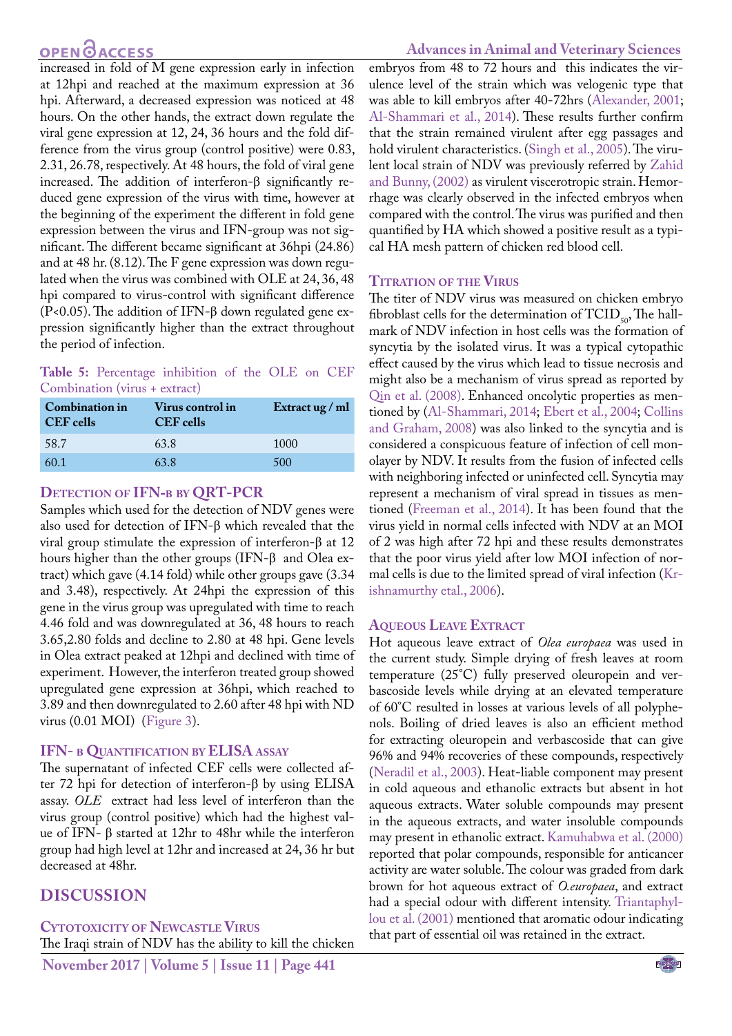increased in fold of M gene expression early in infection at 12hpi and reached at the maximum expression at 36 hpi. Afterward, a decreased expression was noticed at 48 hours. On the other hands, the extract down regulate the viral gene expression at 12, 24, 36 hours and the fold difference from the virus group (control positive) were 0.83, 2.31, 26.78, respectively. At 48 hours, the fold of viral gene increased. The addition of interferon-β significantly reduced gene expression of the virus with time, however at the beginning of the experiment the different in fold gene expression between the virus and IFN-group was not significant. The different became significant at 36hpi (24.86) and at 48 hr. (8.12). The F gene expression was down regulated when the virus was combined with OLE at 24, 36, 48 hpi compared to virus-control with significant difference ($P<0.05$). The addition of IFN-β down regulated gene expression significantly higher than the extract throughout the period of infection.

**Table 5:** Percentage inhibition of the OLE on CEF Combination (virus + extract)

| Combination in CEF cells | Virus control in CEF cells | Extract ug / ml |
|---|---|---|
| 58.7 | 63.8 | 1000 |
| 60.1 | 63.8 | 500 |

### Detection of IFN-β by QRT-PCR

Samples which used for the detection of NDV genes were also used for detection of IFN-β which revealed that the viral group stimulate the expression of interferon-β at 12 hours higher than the other groups (IFN-β and Olea extract) which gave (4.14 fold) while other groups gave (3.34 and 3.48), respectively. At 24hpi the expression of this gene in the virus group was upregulated with time to reach 4.46 fold and was downregulated at 36, 48 hours to reach 3.65,2.80 folds and decline to 2.80 at 48 hpi. Gene levels in Olea extract peaked at 12hpi and declined with time of experiment. However, the interferon treated group showed upregulated gene expression at 36hpi, which reached to 3.89 and then downregulated to 2.60 after 48 hpi with ND virus (0.01 MOI) (Figure 3).

### IFN- β Quantification by ELISA assay

The supernatant of infected CEF cells were collected after 72 hpi for detection of interferon-β by using ELISA assay. *OLE* extract had less level of interferon than the virus group (control positive) which had the highest value of IFN- β started at 12hr to 48hr while the interferon group had high level at 12hr and increased at 24, 36 hr but decreased at 48hr.

## DISCUSSION

### Cytotoxicity of Newcastle Virus

The Iraqi strain of NDV has the ability to kill the chicken embryos from 48 to 72 hours and this indicates the virulence level of the strain which was velogenic type that was able to kill embryos after 40-72hrs (Alexander, 2001; Al-Shammari et al., 2014). These results further confirm that the strain remained virulent after egg passages and hold virulent characteristics. (Singh et al., 2005). The virulent local strain of NDV was previously referred by Zahid and Bunny, (2002) as virulent viscerotropic strain. Hemorrhage was clearly observed in the infected embryos when compared with the control. The virus was purified and then quantified by HA which showed a positive result as a typical HA mesh pattern of chicken red blood cell.

### Titration of the Virus

The titer of NDV virus was measured on chicken embryo fibroblast cells for the determination of $TCID_{50}$. The hallmark of NDV infection in host cells was the formation of syncytia by the isolated virus. It was a typical cytopathic effect caused by the virus which lead to tissue necrosis and might also be a mechanism of virus spread as reported by Qin et al. (2008). Enhanced oncolytic properties as mentioned by (Al-Shammari, 2014; Ebert et al., 2004; Collins and Graham, 2008) was also linked to the syncytia and is considered a conspicuous feature of infection of cell monolayer by NDV. It results from the fusion of infected cells with neighboring infected or uninfected cell. Syncytia may represent a mechanism of viral spread in tissues as mentioned (Freeman et al., 2014). It has been found that the virus yield in normal cells infected with NDV at an MOI of 2 was high after 72 hpi and these results demonstrates that the poor virus yield after low MOI infection of normal cells is due to the limited spread of viral infection (Krishnamurthy etal., 2006).

### Aqueous Leave Extract

Hot aqueous leave extract of *Olea europaea* was used in the current study. Simple drying of fresh leaves at room temperature (25°C) fully preserved oleuropein and verbascoside levels while drying at an elevated temperature of 60°C resulted in losses at various levels of all polyphenols. Boiling of dried leaves is also an efficient method for extracting oleuropein and verbascoside that can give 96% and 94% recoveries of these compounds, respectively (Neradil et al., 2003). Heat-liable component may present in cold aqueous and ethanolic extracts but absent in hot aqueous extracts. Water soluble compounds may present in the aqueous extracts, and water insoluble compounds may present in ethanolic extract. Kamuhabwa et al. (2000) reported that polar compounds, responsible for anticancer activity are water soluble. The colour was graded from dark brown for hot aqueous extract of *O.europaea*, and extract had a special odour with different intensity. Triantaphyllou et al. (2001) mentioned that aromatic odour indicating that part of essential oil was retained in the extract.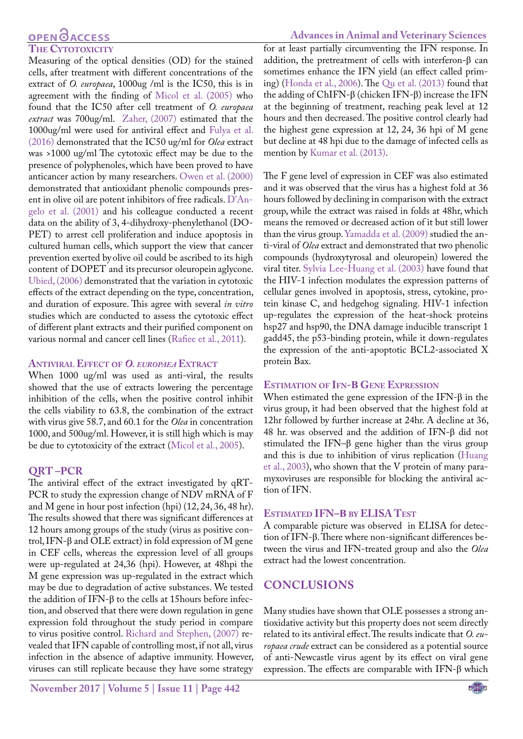### The Cytotoxicity

Measuring of the optical densities (OD) for the stained cells, after treatment with different concentrations of the extract of *O. europaea*, 1000ug /ml is the IC50, this is in agreement with the finding of Micol et al. (2005) who found that the IC50 after cell treatment of *O. europaea extract* was 700ug/ml. Zaher, (2007) estimated that the 1000ug/ml were used for antiviral effect and Fulya et al. (2016) demonstrated that the IC50 ug/ml for *Olea* extract was >1000 ug/ml The cytotoxic effect may be due to the presence of polyphenoles, which have been proved to have anticancer action by many researchers. Owen et al. (2000) demonstrated that antioxidant phenolic compounds present in olive oil are potent inhibitors of free radicals. D'Angelo et al. (2001) and his colleague conducted a recent data on the ability of 3, 4-dihydroxy-phenylethanol (DOPET) to arrest cell proliferation and induce apoptosis in cultured human cells, which support the view that cancer prevention exerted by olive oil could be ascribed to its high content of DOPET and its precursor oleuropein aglycone. Ubied, (2006) demonstrated that the variation in cytotoxic effects of the extract depending on the type, concentration, and duration of exposure. This agree with several *in vitro* studies which are conducted to assess the cytotoxic effect of different plant extracts and their purified component on various normal and cancer cell lines (Rafiee et al., 2011).

### Antiviral Effect of *O. europaea* Extract

When 1000 ug/ml was used as anti-viral, the results showed that the use of extracts lowering the percentage inhibition of the cells, when the positive control inhibit the cells viability to 63.8, the combination of the extract with virus give 58.7, and 60.1 for the *Olea* in concentration 1000, and 500ug/ml. However, it is still high which is may be due to cytotoxicity of the extract (Micol et al., 2005).

### QRT –PCR

The antiviral effect of the extract investigated by qRT-PCR to study the expression change of NDV mRNA of F and M gene in hour post infection (hpi) (12, 24, 36, 48 hr). The results showed that there was significant differences at 12 hours among groups of the study (virus as positive control, IFN-β and OLE extract) in fold expression of M gene in CEF cells, whereas the expression level of all groups were up-regulated at 24,36 (hpi). However, at 48hpi the M gene expression was up-regulated in the extract which may be due to degradation of active substances. We tested the addition of IFN-β to the cells at 15hours before infection, and observed that there were down regulation in gene expression fold throughout the study period in compare to virus positive control. Richard and Stephen, (2007) revealed that IFN capable of controlling most, if not all, virus infection in the absence of adaptive immunity. However, viruses can still replicate because they have some strategy for at least partially circumventing the IFN response. In addition, the pretreatment of cells with interferon-β can sometimes enhance the IFN yield (an effect called priming) (Honda et al., 2006). The Qu et al. (2013) found that the adding of ChIFN-β (chicken IFN-β) increase the IFN at the beginning of treatment, reaching peak level at 12 hours and then decreased. The positive control clearly had the highest gene expression at 12, 24, 36 hpi of M gene but decline at 48 hpi due to the damage of infected cells as mention by Kumar et al. (2013).

The F gene level of expression in CEF was also estimated and it was observed that the virus has a highest fold at 36 hours followed by declining in comparison with the extract group, while the extract was raised in folds at 48hr, which means the removed or decreased action of it but still lower than the virus group. Yamadda et al. (2009) studied the anti-viral of *Olea* extract and demonstrated that two phenolic compounds (hydroxytyrosal and oleuropein) lowered the viral titer. Sylvia Lee-Huang et al. (2003) have found that the HIV-1 infection modulates the expression patterns of cellular genes involved in apoptosis, stress, cytokine, protein kinase C, and hedgehog signaling. HIV-1 infection up-regulates the expression of the heat-shock proteins hsp27 and hsp90, the DNA damage inducible transcript 1 gadd45, the p53-binding protein, while it down-regulates the expression of the anti-apoptotic BCL2-associated X protein Bax.

### Estimation of Ifn-B Gene Expression

When estimated the gene expression of the IFN-β in the virus group, it had been observed that the highest fold at 12hr followed by further increase at 24hr. A decline at 36, 48 hr. was observed and the addition of IFN-β did not stimulated the IFN–β gene higher than the virus group and this is due to inhibition of virus replication (Huang et al., 2003), who shown that the V protein of many paramyxoviruses are responsible for blocking the antiviral action of IFN.

### Estimated IFN–B by ELISA Test

A comparable picture was observed in ELISA for detection of IFN-β. There where non-significant differences between the virus and IFN-treated group and also the *Olea* extract had the lowest concentration.

## CONCLUSIONS

Many studies have shown that OLE possesses a strong antioxidative activity but this property does not seem directly related to its antiviral effect. The results indicate that *O. europaea crude* extract can be considered as a potential source of anti-Newcastle virus agent by its effect on viral gene expression. The effects are comparable with IFN-β which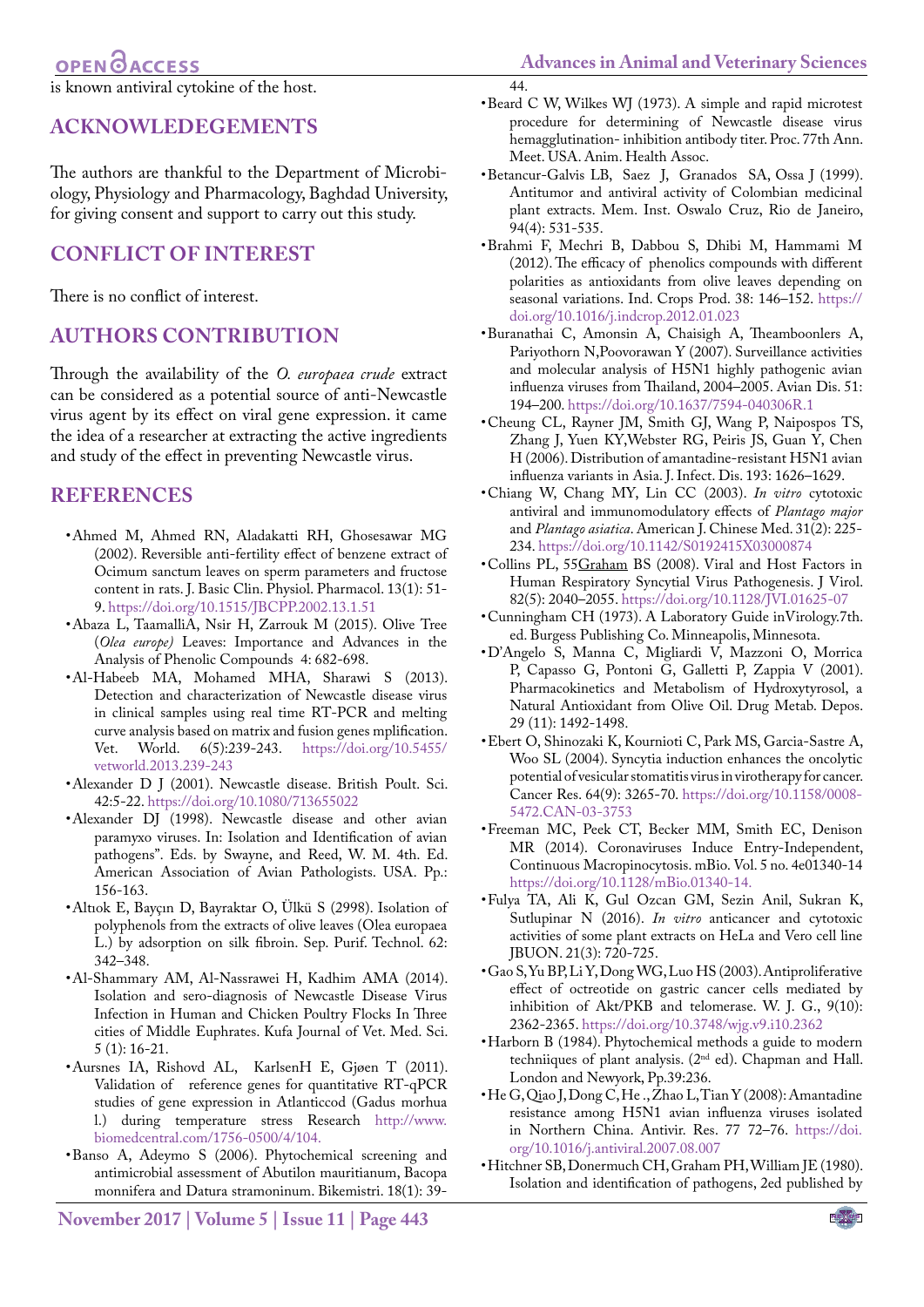is known antiviral cytokine of the host.

## ACKNOWLEDGEMENTS

The authors are thankful to the Department of Microbiology, Physiology and Pharmacology, Baghdad University, for giving consent and support to carry out this study.

## CONFLICT OF INTEREST

There is no conflict of interest.

## AUTHORS CONTRIBUTION

Through the availability of the *O. europaea crude* extract can be considered as a potential source of anti-Newcastle virus agent by its effect on viral gene expression. it came the idea of a researcher at extracting the active ingredients and study of the effect in preventing Newcastle virus.

## REFERENCES

- Ahmed M, Ahmed RN, Aladakatti RH, Ghosesawar MG (2002). Reversible anti-fertility effect of benzene extract of Ocimum sanctum leaves on sperm parameters and fructose content in rats. J. Basic Clin. Physiol. Pharmacol. 13(1): 51-9. https://doi.org/10.1515/JBCPP.2002.13.1.51
- Abaza L, TaamalliA, Nsir H, Zarrouk M (2015). Olive Tree (*Olea europe)* Leaves: Importance and Advances in the Analysis of Phenolic Compounds 4: 682-698.
- Al-Habeeb MA, Mohamed MHA, Sharawi S (2013). Detection and characterization of Newcastle disease virus in clinical samples using real time RT-PCR and melting curve analysis based on matrix and fusion genes mplification. Vet. World. 6(5):239-243. https://doi.org/10.5455/vetworld.2013.239-243
- Alexander D J (2001). Newcastle disease. British Poult. Sci. 42:5-22. https://doi.org/10.1080/713655022
- Alexander DJ (1998). Newcastle disease and other avian paramyxo viruses. In: Isolation and Identification of avian pathogens". Eds. by Swayne, and Reed, W. M. 4th. Ed. American Association of Avian Pathologists. USA. Pp.: 156-163.
- Altıok E, Bayçın D, Bayraktar O, Ülkü S (1998). Isolation of polyphenols from the extracts of olive leaves (Olea europaea L.) by adsorption on silk fibroin. Sep. Purif. Technol. 62: 342–348.
- Al-Shammary AM, Al-Nassrawei H, Kadhim AMA (2014). Isolation and sero-diagnosis of Newcastle Disease Virus Infection in Human and Chicken Poultry Flocks In Three cities of Middle Euphrates. Kufa Journal of Vet. Med. Sci. 5 (1): 16-21.
- Aursnes IA, Rishovd AL, KarlsenH E, Gjøen T (2011). Validation of reference genes for quantitative RT-qPCR studies of gene expression in Atlanticcod (Gadus morhua l.) during temperature stress Research http://www.biomedcentral.com/1756-0500/4/104.
- Banso A, Adeymo S (2006). Phytochemical screening and antimicrobial assessment of Abutilon mauritianum, Bacopa monnifera and Datura stramoninum. Bikemistri. 18(1): 39-44.
- Beard C W, Wilkes WJ (1973). A simple and rapid microtest procedure for determining of Newcastle disease virus hemagglutination- inhibition antibody titer. Proc. 77th Ann. Meet. USA. Anim. Health Assoc.
- Betancur-Galvis LB, Saez J, Granados SA, Ossa J (1999). Antitumor and antiviral activity of Colombian medicinal plant extracts. Mem. Inst. Oswalo Cruz, Rio de Janeiro, 94(4): 531-535.
- Brahmi F, Mechri B, Dabbou S, Dhibi M, Hammami M (2012). The efficacy of phenolics compounds with different polarities as antioxidants from olive leaves depending on seasonal variations. Ind. Crops Prod. 38: 146–152. https://doi.org/10.1016/j.indcrop.2012.01.023
- Buranathai C, Amonsin A, Chaisigh A, Theamboonlers A, Pariyothorn N,Poovorawan Y (2007). Surveillance activities and molecular analysis of H5N1 highly pathogenic avian influenza viruses from Thailand, 2004–2005. Avian Dis. 51: 194–200. https://doi.org/10.1637/7594-040306R.1
- Cheung CL, Rayner JM, Smith GJ, Wang P, Naipospos TS, Zhang J, Yuen KY,Webster RG, Peiris JS, Guan Y, Chen H (2006). Distribution of amantadine-resistant H5N1 avian influenza variants in Asia. J. Infect. Dis. 193: 1626–1629.
- Chiang W, Chang MY, Lin CC (2003). *In vitro* cytotoxic antiviral and immunomodulatory effects of *Plantago major* and *Plantago asiatica*. American J. Chinese Med. 31(2): 225-234. https://doi.org/10.1142/S0192415X03000874
- Collins PL, 55Graham BS (2008). Viral and Host Factors in Human Respiratory Syncytial Virus Pathogenesis. J Virol. 82(5): 2040–2055. https://doi.org/10.1128/JVI.01625-07
- Cunningham CH (1973). A Laboratory Guide inVirology.7th. ed. Burgess Publishing Co. Minneapolis, Minnesota.
- D'Angelo S, Manna C, Migliardi V, Mazzoni O, Morrica P, Capasso G, Pontoni G, Galletti P, Zappia V (2001). Pharmacokinetics and Metabolism of Hydroxytyrosol, a Natural Antioxidant from Olive Oil. Drug Metab. Depos. 29 (11): 1492-1498.
- Ebert O, Shinozaki K, Kournioti C, Park MS, Garcia-Sastre A, Woo SL (2004). Syncytia induction enhances the oncolytic potential of vesicular stomatitis virus in virotherapy for cancer. Cancer Res. 64(9): 3265-70. https://doi.org/10.1158/0008-5472.CAN-03-3753
- Freeman MC, Peek CT, Becker MM, Smith EC, Denison MR (2014). Coronaviruses Induce Entry-Independent, Continuous Macropinocytosis. mBio. Vol. 5 no. 4e01340-14 https://doi.org/10.1128/mBio.01340-14.
- Fulya TA, Ali K, Gul Ozcan GM, Sezin Anil, Sukran K, Sutlupinar N (2016). *In vitro* anticancer and cytotoxic activities of some plant extracts on HeLa and Vero cell line JBUON. 21(3): 720-725.
- Gao S, Yu BP, Li Y, Dong WG, Luo HS (2003). Antiproliferative effect of octreotide on gastric cancer cells mediated by inhibition of Akt/PKB and telomerase. W. J. G., 9(10): 2362-2365. https://doi.org/10.3748/wjg.v9.i10.2362
- Harborn B (1984). Phytochemical methods a guide to modern techniiques of plant analysis. (2nd ed). Chapman and Hall. London and Newyork, Pp.39:236.
- He G, Qiao J, Dong C, He ., Zhao L, Tian Y (2008): Amantadine resistance among H5N1 avian influenza viruses isolated in Northern China. Antivir. Res. 77 72–76. https://doi.org/10.1016/j.antiviral.2007.08.007
- Hitchner SB, Donermuch CH, Graham PH, William JE (1980). Isolation and identification of pathogens, 2ed published by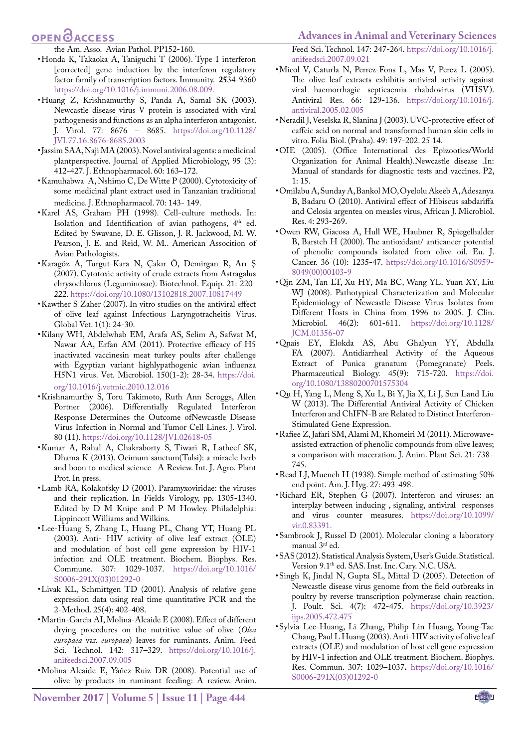the Am. Asso. Avian Pathol. PP152-160.

- Honda K, Takaoka A, Taniguchi T (2006). Type I interferon [corrected] gene induction by the interferon regulatory factor family of transcription factors. Immunity. **25**34-9360 https://doi.org/10.1016/j.immuni.2006.08.009.
- Huang Z, Krishnamurthy S, Panda A, Samal SK (2003). Newcastle disease virus V protein is associated with viral pathogenesis and functions as an alpha interferon antagonist. J. Virol. 77: 8676 – 8685. https://doi.org/10.1128/JVI.77.16.8676-8685.2003
- Jassim SAA, Naji MA (2003). Novel antiviral agents: a medicinal plantperspective. Journal of Applied Microbiology, 95 (3): 412-427. J. Ethnopharmacol. 60: 163–172.
- Kamuhabwa A, Nshimo C, De Witte P (2000). Cytotoxicity of some medicinal plant extract used in Tanzanian traditional medicine. J. Ethnopharmacol. 70: 143- 149.
- Karel AS, Graham PH (1998). Cell-culture methods. In: Isolation and Identification of avian pathogens, 4th ed. Edited by Swavane, D. E. Glisson, J. R. Jackwood, M. W. Pearson, J. E. and Reid, W. M.. American Association of Avian Pathologists.
- Karagöz A, Turgut-Kara N, Çakır Ö, Demirgan R, Arı Ş (2007). Cytotoxic activity of crude extracts from Astragalus chrysochlorus (Leguminosae). Biotechnol. Equip. 21: 220-222. https://doi.org/10.1080/13102818.2007.10817449
- Kawther S Zaher (2007). In vitro studies on the antiviral effect of olive leaf against Infectious Laryngotracheitis Virus. Global Vet. 1(1): 24-30.
- Kilany WH, Abdelwhab EM, Arafa AS, Selim A, Safwat M, Nawar AA, Erfan AM (2011). Protective efficacy of H5 inactivated vaccinesin meat turkey poults after challenge with Egyptian variant highlypathogenic avian influenza H5N1 virus. Vet. Microbiol. 150(1-2): 28-34. https://doi.org/10.1016/j.vetmic.2010.12.016
- Krishnamurthy S, Toru Takimoto, Ruth Ann Scroggs, Allen Portner (2006). Differentially Regulated Interferon Response Determines the Outcome ofNewcastle Disease Virus Infection in Normal and Tumor Cell Lines. J. Virol. 80 (11). https://doi.org/10.1128/JVI.02618-05
- Kumar A, Rahal A, Chakraborty S, Tiwari R, Latheef SK, Dhama K (2013). Ocimum sanctum(Tulsi): a miracle herb and boon to medical science –A Review. Int. J. Agro. Plant Prot. In press.
- Lamb RA, Kolakofsky D (2001). Paramyxoviridae: the viruses and their replication. In Fields Virology, pp. 1305-1340. Edited by D M Knipe and P M Howley. Philadelphia: Lippincott Williams and Wilkins.
- Lee-Huang S, Zhang L, Huang PL, Chang YT, Huang PL (2003). Anti- HIV activity of olive leaf extract (OLE) and modulation of host cell gene expression by HIV-1 infection and OLE treatment. Biochem. Biophys. Res. Commune. 307: 1029-1037. https://doi.org/10.1016/S0006-291X(03)01292-0
- Livak KL, Schmittgen TD (2001). Analysis of relative gene expression data using real time quantitative PCR and the 2-Method. 25(4): 402-408.
- Martin-Garcia AI, Molina-Alcaide E (2008). Effect of different drying procedures on the nutritive value of olive (*Olea europaea* var. *europaea*) leaves for ruminants. Anim. Feed Sci. Technol. 142: 317–329. https://doi.org/10.1016/j.anifeedsci.2007.09.005
- Molina-Alcaide E, Yáñez-Ruiz DR (2008). Potential use of olive by-products in ruminant feeding: A review. Anim. Feed Sci. Technol. 147: 247-264. https://doi.org/10.1016/j.anifeedsci.2007.09.021
- Micol V, Caturla N, Perrez-Fons L, Mas V, Perez L (2005). The olive leaf extracts exhibitis antiviral activity against viral haemorrhagic septicaemia rhabdovirus (VHSV). Antiviral Res. 66: 129-136. https://doi.org/10.1016/j.antiviral.2005.02.005
- Neradil J, Veselska R, Slanina J (2003). UVC-protective effect of caffeic acid on normal and transformed human skin cells in vitro. Folia Biol. (Praha). 49: 197-202. 25 14.
- OIE (2005). (Office International des Epizooties/World Organization for Animal Health).Newcastle disease .In: Manual of standards for diagnostic tests and vaccines. P2, 1: 15.
- Omilabu A, Sunday A, Bankol MO, Oyelolu Akeeb A, Adesanya B, Badaru O (2010). Antiviral effect of Hibiscus sabdariffa and Celosia argentea on measles virus, African J. Microbiol. Res. 4: 293-269.
- Owen RW, Giacosa A, Hull WE, Haubner R, Spiegelhalder B, Barstch H (2000). The antioxidant/ anticancer potential of phenolic compounds isolated from olive oil. Eu. J. Cancer. 36 (10): 1235-47. https://doi.org/10.1016/S0959-8049(00)00103-9
- Qin ZM, Tan LT, Xu HY, Ma BC, Wang YL, Yuan XY, Liu WJ (2008). Pathotypical Characterization and Molecular Epidemiology of Newcastle Disease Virus Isolates from Different Hosts in China from 1996 to 2005. J. Clin. Microbiol. 46(2): 601-611. https://doi.org/10.1128/JCM.01356-07
- Qnais EY, Elokda AS, Abu Ghalyun YY, Abdulla FA (2007). Antidiarrheal Activity of the Aqueous Extract of Punica granatum (Pomegranate) Peels. Pharmaceutical Biology. 45(9): 715-720. https://doi.org/10.1080/13880200701575304
- Qu H, Yang L, Meng S, Xu L, Bi Y, Jia X, Li J, Sun Land Liu W (2013). The Differential Antiviral Activity of Chicken Interferon and ChIFN-B are Related to Distinct Interferon-Stimulated Gene Expression.
- Rafiee Z, Jafari SM, Alami M, Khomeiri M (2011). Microwave-assisted extraction of phenolic compounds from olive leaves; a comparison with maceration. J. Anim. Plant Sci. 21: 738–745.
- Read LJ, Muench H (1938). Simple method of estimating 50% end point. Am. J. Hyg. 27: 493-498.
- Richard ER, Stephen G (2007). Interferon and viruses: an interplay between inducing , signaling, antiviral responses and virus counter measures. https://doi.org/10.1099/vir.0.83391.
- Sambrook J, Russel D (2001). Molecular cloning a laboratory manual 3rd ed.
- SAS (2012). Statistical Analysis System, User's Guide. Statistical. Version 9.1th ed. SAS. Inst. Inc. Cary. N.C. USA.
- Singh K, Jindal N, Gupta SL, Mittal D (2005). Detection of Newcastle disease virus genome from the field outbreaks in poultry by reverse transcription polymerase chain reaction. J. Poult. Sci. 4(7): 472-475. https://doi.org/10.3923/ijps.2005.472.475
- Sylvia Lee-Huang, Li Zhang, Philip Lin Huang, Young-Tae Chang, Paul L Huang (2003). Anti-HIV activity of olive leaf extracts (OLE) and modulation of host cell gene expression by HIV-1 infection and OLE treatment. Biochem. Biophys. Res. Commun. 307: 1029–1037**.** https://doi.org/10.1016/S0006-291X(03)01292-0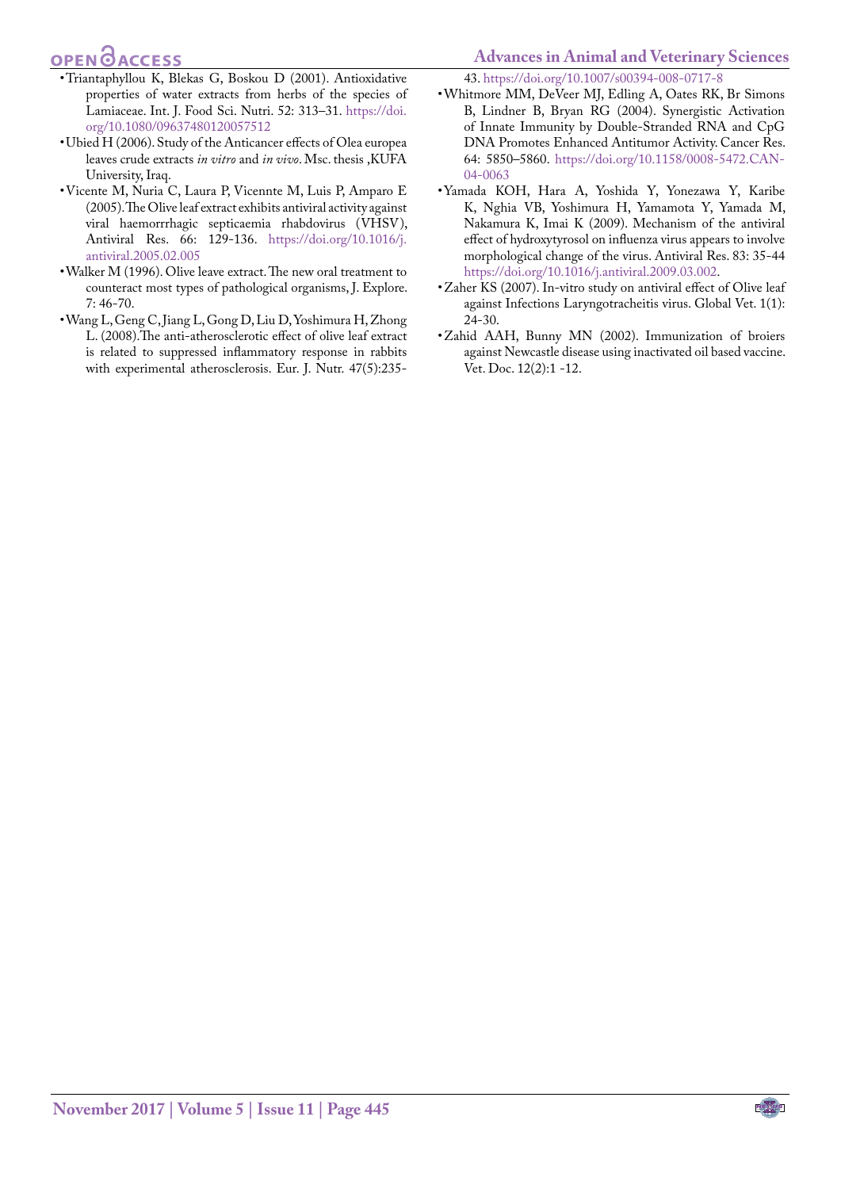- Triantaphyllou K, Blekas G, Boskou D (2001). Antioxidative properties of water extracts from herbs of the species of Lamiaceae. Int. J. Food Sci. Nutri. 52: 313–31. https://doi.org/10.1080/09637480120057512
- Ubied H (2006). Study of the Anticancer effects of Olea europea leaves crude extracts *in vitro* and *in vivo*. Msc. thesis ,KUFA University, Iraq.
- Vicente M, Nuria C, Laura P, Vicennte M, Luis P, Amparo E (2005). The Olive leaf extract exhibits antiviral activity against viral haemorrrhagic septicaemia rhabdovirus (VHSV), Antiviral Res. 66: 129-136. https://doi.org/10.1016/j.antiviral.2005.02.005
- Walker M (1996). Olive leave extract. The new oral treatment to counteract most types of pathological organisms, J. Explore. 7: 46-70.
- Wang L, Geng C, Jiang L, Gong D, Liu D, Yoshimura H, Zhong L. (2008). The anti-atherosclerotic effect of olive leaf extract is related to suppressed inflammatory response in rabbits with experimental atherosclerosis. Eur. J. Nutr. 47(5):235-43. https://doi.org/10.1007/s00394-008-0717-8
- Whitmore MM, DeVeer MJ, Edling A, Oates RK, Br Simons B, Lindner B, Bryan RG (2004). Synergistic Activation of Innate Immunity by Double-Stranded RNA and CpG DNA Promotes Enhanced Antitumor Activity. Cancer Res. 64: 5850–5860. https://doi.org/10.1158/0008-5472.CAN-04-0063
- Yamada KOH, Hara A, Yoshida Y, Yonezawa Y, Karibe K, Nghia VB, Yoshimura H, Yamamota Y, Yamada M, Nakamura K, Imai K (2009). Mechanism of the antiviral effect of hydroxytyrosol on influenza virus appears to involve morphological change of the virus. Antiviral Res. 83: 35-44 https://doi.org/10.1016/j.antiviral.2009.03.002.
- Zaher KS (2007). In-vitro study on antiviral effect of Olive leaf against Infections Laryngotracheitis virus. Global Vet. 1(1): 24-30.
- Zahid AAH, Bunny MN (2002). Immunization of broiers against Newcastle disease using inactivated oil based vaccine. Vet. Doc. 12(2):1 -12.